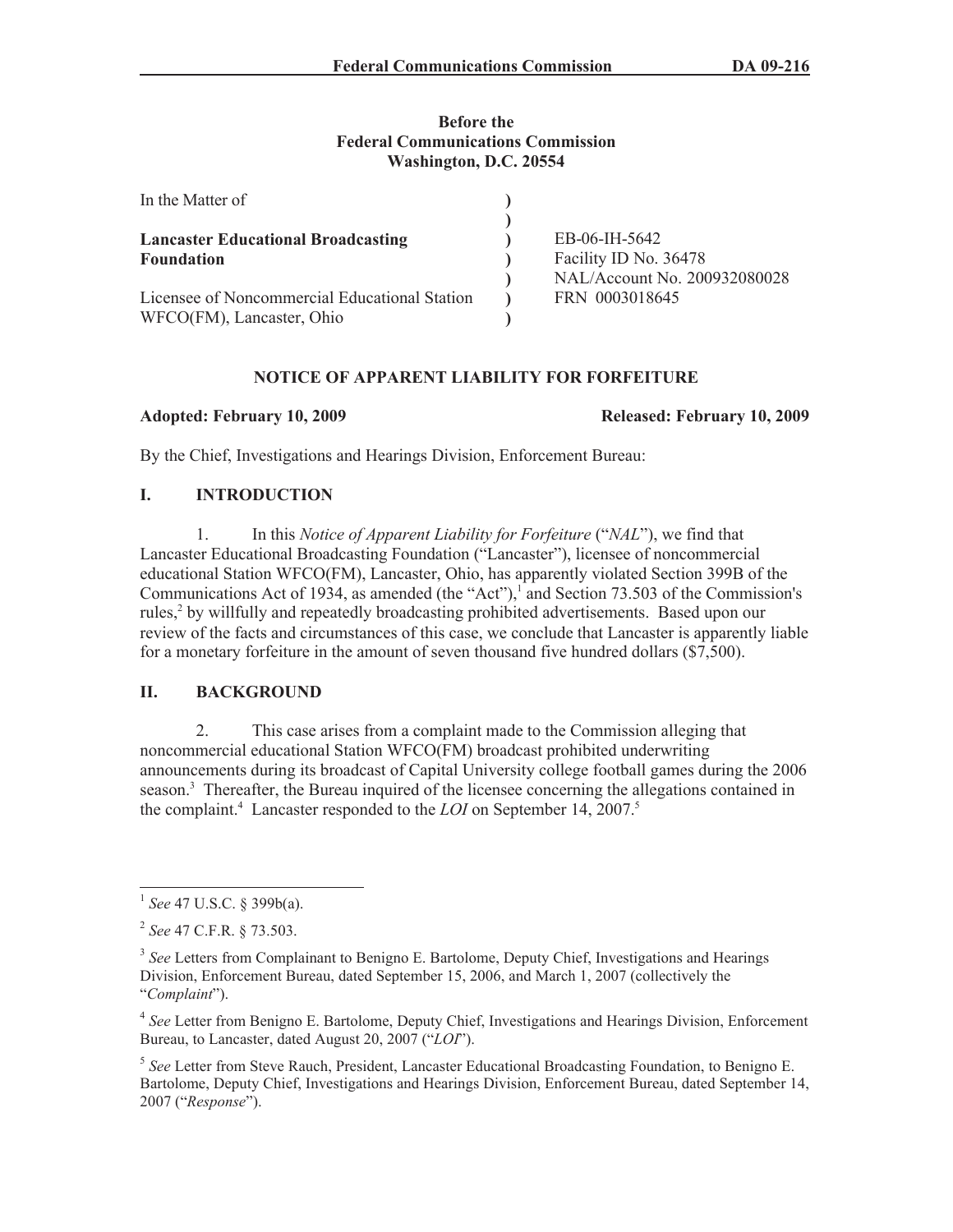**Before the**
**Federal Communications Commission**
**Washington, D.C. 20554**

| | | |
|---|---|---|
| In the Matter of | ) | |
| | ) | |
| **Lancaster Educational Broadcasting Foundation** | ) | EB-06-IH-5642 |
| | ) | Facility ID No. 36478 |
| | ) | NAL/Account No. 200932080028 |
| Licensee of Noncommercial Educational Station WFCO(FM), Lancaster, Ohio | ) | FRN 0003018645 |
| | ) | |

## NOTICE OF APPARENT LIABILITY FOR FORFEITURE

**Adopted: February 10, 2009** **Released: February 10, 2009**

By the Chief, Investigations and Hearings Division, Enforcement Bureau:

## I. INTRODUCTION

1. In this *Notice of Apparent Liability for Forfeiture* ("*NAL*"), we find that Lancaster Educational Broadcasting Foundation ("Lancaster"), licensee of noncommercial educational Station WFCO(FM), Lancaster, Ohio, has apparently violated Section 399B of the Communications Act of 1934, as amended (the "Act"),[1] and Section 73.503 of the Commission's rules,[2] by willfully and repeatedly broadcasting prohibited advertisements. Based upon our review of the facts and circumstances of this case, we conclude that Lancaster is apparently liable for a monetary forfeiture in the amount of seven thousand five hundred dollars ($7,500).

## II. BACKGROUND

2. This case arises from a complaint made to the Commission alleging that noncommercial educational Station WFCO(FM) broadcast prohibited underwriting announcements during its broadcast of Capital University college football games during the 2006 season.[3] Thereafter, the Bureau inquired of the licensee concerning the allegations contained in the complaint.[4] Lancaster responded to the *LOI* on September 14, 2007.[5]

---

[1] *See* 47 U.S.C. § 399b(a).

[2] *See* 47 C.F.R. § 73.503.

[3] *See* Letters from Complainant to Benigno E. Bartolome, Deputy Chief, Investigations and Hearings Division, Enforcement Bureau, dated September 15, 2006, and March 1, 2007 (collectively the "*Complaint*").

[4] *See* Letter from Benigno E. Bartolome, Deputy Chief, Investigations and Hearings Division, Enforcement Bureau, to Lancaster, dated August 20, 2007 ("*LOI*").

[5] *See* Letter from Steve Rauch, President, Lancaster Educational Broadcasting Foundation, to Benigno E. Bartolome, Deputy Chief, Investigations and Hearings Division, Enforcement Bureau, dated September 14, 2007 ("*Response*").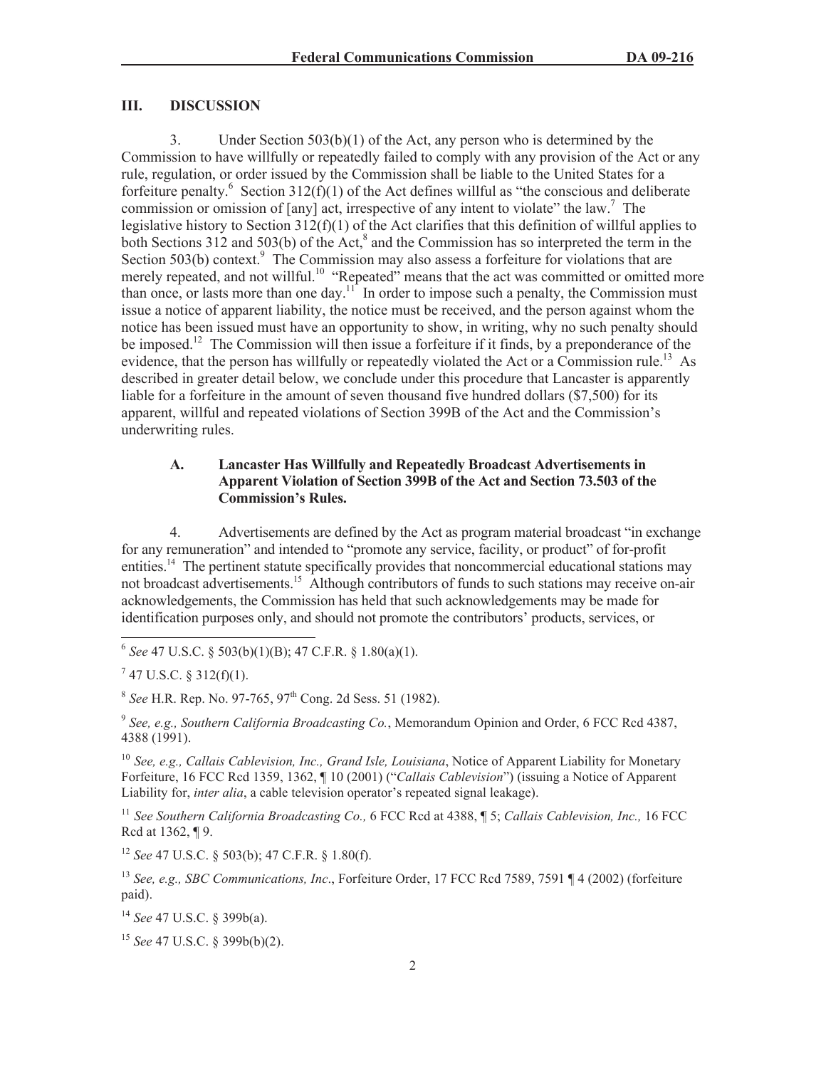## III. DISCUSSION

3. Under Section 503(b)(1) of the Act, any person who is determined by the Commission to have willfully or repeatedly failed to comply with any provision of the Act or any rule, regulation, or order issued by the Commission shall be liable to the United States for a forfeiture penalty.[6] Section 312(f)(1) of the Act defines willful as "the conscious and deliberate commission or omission of [any] act, irrespective of any intent to violate" the law.[7] The legislative history to Section 312(f)(1) of the Act clarifies that this definition of willful applies to both Sections 312 and 503(b) of the Act,[8] and the Commission has so interpreted the term in the Section 503(b) context.[9] The Commission may also assess a forfeiture for violations that are merely repeated, and not willful.[10] "Repeated" means that the act was committed or omitted more than once, or lasts more than one day.[11] In order to impose such a penalty, the Commission must issue a notice of apparent liability, the notice must be received, and the person against whom the notice has been issued must have an opportunity to show, in writing, why no such penalty should be imposed.[12] The Commission will then issue a forfeiture if it finds, by a preponderance of the evidence, that the person has willfully or repeatedly violated the Act or a Commission rule.[13] As described in greater detail below, we conclude under this procedure that Lancaster is apparently liable for a forfeiture in the amount of seven thousand five hundred dollars ($7,500) for its apparent, willful and repeated violations of Section 399B of the Act and the Commission's underwriting rules.

### A. Lancaster Has Willfully and Repeatedly Broadcast Advertisements in Apparent Violation of Section 399B of the Act and Section 73.503 of the Commission's Rules.

4. Advertisements are defined by the Act as program material broadcast "in exchange for any remuneration" and intended to "promote any service, facility, or product" of for-profit entities.[14] The pertinent statute specifically provides that noncommercial educational stations may not broadcast advertisements.[15] Although contributors of funds to such stations may receive on-air acknowledgements, the Commission has held that such acknowledgements may be made for identification purposes only, and should not promote the contributors' products, services, or

---

[6] *See* 47 U.S.C. § 503(b)(1)(B); 47 C.F.R. § 1.80(a)(1).

[7] 47 U.S.C. § 312(f)(1).

[8] *See* H.R. Rep. No. 97-765, 97th Cong. 2d Sess. 51 (1982).

[9] *See, e.g., Southern California Broadcasting Co.*, Memorandum Opinion and Order, 6 FCC Rcd 4387, 4388 (1991).

[10] *See, e.g., Callais Cablevision, Inc., Grand Isle, Louisiana*, Notice of Apparent Liability for Monetary Forfeiture, 16 FCC Rcd 1359, 1362, ¶ 10 (2001) ("*Callais Cablevision*") (issuing a Notice of Apparent Liability for, *inter alia*, a cable television operator's repeated signal leakage).

[11] *See Southern California Broadcasting Co.,* 6 FCC Rcd at 4388, ¶ 5; *Callais Cablevision, Inc.,* 16 FCC Rcd at 1362, ¶ 9.

[12] *See* 47 U.S.C. § 503(b); 47 C.F.R. § 1.80(f).

[13] *See, e.g., SBC Communications, Inc*., Forfeiture Order, 17 FCC Rcd 7589, 7591 ¶ 4 (2002) (forfeiture paid).

[14] *See* 47 U.S.C. § 399b(a).

[15] *See* 47 U.S.C. § 399b(b)(2).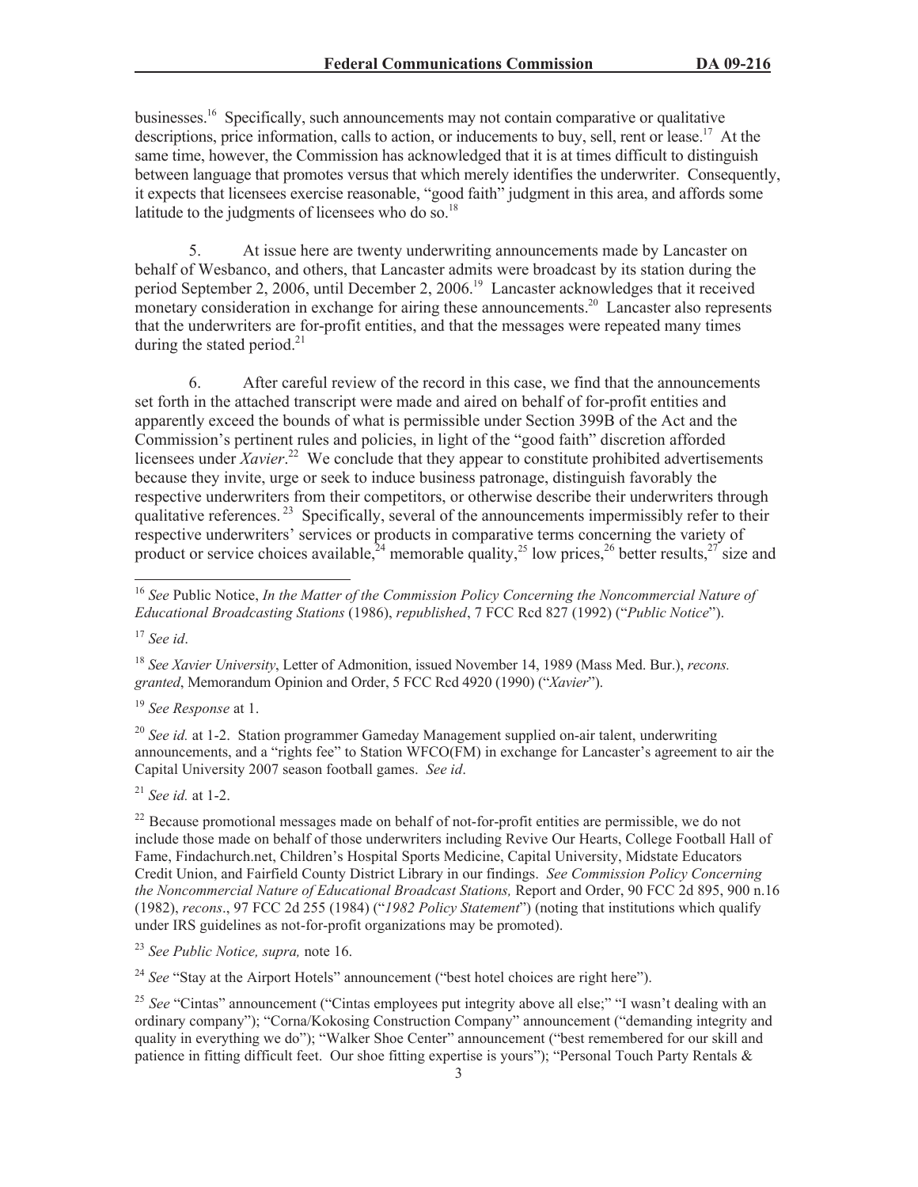businesses.[16] Specifically, such announcements may not contain comparative or qualitative descriptions, price information, calls to action, or inducements to buy, sell, rent or lease.[17] At the same time, however, the Commission has acknowledged that it is at times difficult to distinguish between language that promotes versus that which merely identifies the underwriter. Consequently, it expects that licensees exercise reasonable, "good faith" judgment in this area, and affords some latitude to the judgments of licensees who do so.[18]

5. At issue here are twenty underwriting announcements made by Lancaster on behalf of Wesbanco, and others, that Lancaster admits were broadcast by its station during the period September 2, 2006, until December 2, 2006.[19] Lancaster acknowledges that it received monetary consideration in exchange for airing these announcements.[20] Lancaster also represents that the underwriters are for-profit entities, and that the messages were repeated many times during the stated period.[21]

6. After careful review of the record in this case, we find that the announcements set forth in the attached transcript were made and aired on behalf of for-profit entities and apparently exceed the bounds of what is permissible under Section 399B of the Act and the Commission's pertinent rules and policies, in light of the "good faith" discretion afforded licensees under *Xavier*.[22] We conclude that they appear to constitute prohibited advertisements because they invite, urge or seek to induce business patronage, distinguish favorably the respective underwriters from their competitors, or otherwise describe their underwriters through qualitative references.[23] Specifically, several of the announcements impermissibly refer to their respective underwriters' services or products in comparative terms concerning the variety of product or service choices available,[24] memorable quality,[25] low prices,[26] better results,[27] size and

---

[16] *See* Public Notice, *In the Matter of the Commission Policy Concerning the Noncommercial Nature of Educational Broadcasting Stations* (1986), *republished*, 7 FCC Rcd 827 (1992) ("*Public Notice*").

[17] *See id*.

[18] *See Xavier University*, Letter of Admonition, issued November 14, 1989 (Mass Med. Bur.), *recons. granted*, Memorandum Opinion and Order, 5 FCC Rcd 4920 (1990) ("*Xavier*").

[19] *See Response* at 1.

[20] *See id.* at 1-2. Station programmer Gameday Management supplied on-air talent, underwriting announcements, and a "rights fee" to Station WFCO(FM) in exchange for Lancaster's agreement to air the Capital University 2007 season football games. *See id*.

[21] *See id.* at 1-2.

[22] Because promotional messages made on behalf of not-for-profit entities are permissible, we do not include those made on behalf of those underwriters including Revive Our Hearts, College Football Hall of Fame, Findachurch.net, Children's Hospital Sports Medicine, Capital University, Midstate Educators Credit Union, and Fairfield County District Library in our findings. *See Commission Policy Concerning the Noncommercial Nature of Educational Broadcast Stations,* Report and Order, 90 FCC 2d 895, 900 n.16 (1982), *recons*., 97 FCC 2d 255 (1984) ("*1982 Policy Statement*") (noting that institutions which qualify under IRS guidelines as not-for-profit organizations may be promoted).

[23] *See Public Notice, supra,* note 16.

[24] *See* "Stay at the Airport Hotels" announcement ("best hotel choices are right here").

[25] *See* "Cintas" announcement ("Cintas employees put integrity above all else;" "I wasn't dealing with an ordinary company"); "Corna/Kokosing Construction Company" announcement ("demanding integrity and quality in everything we do"); "Walker Shoe Center" announcement ("best remembered for our skill and patience in fitting difficult feet. Our shoe fitting expertise is yours"); "Personal Touch Party Rentals &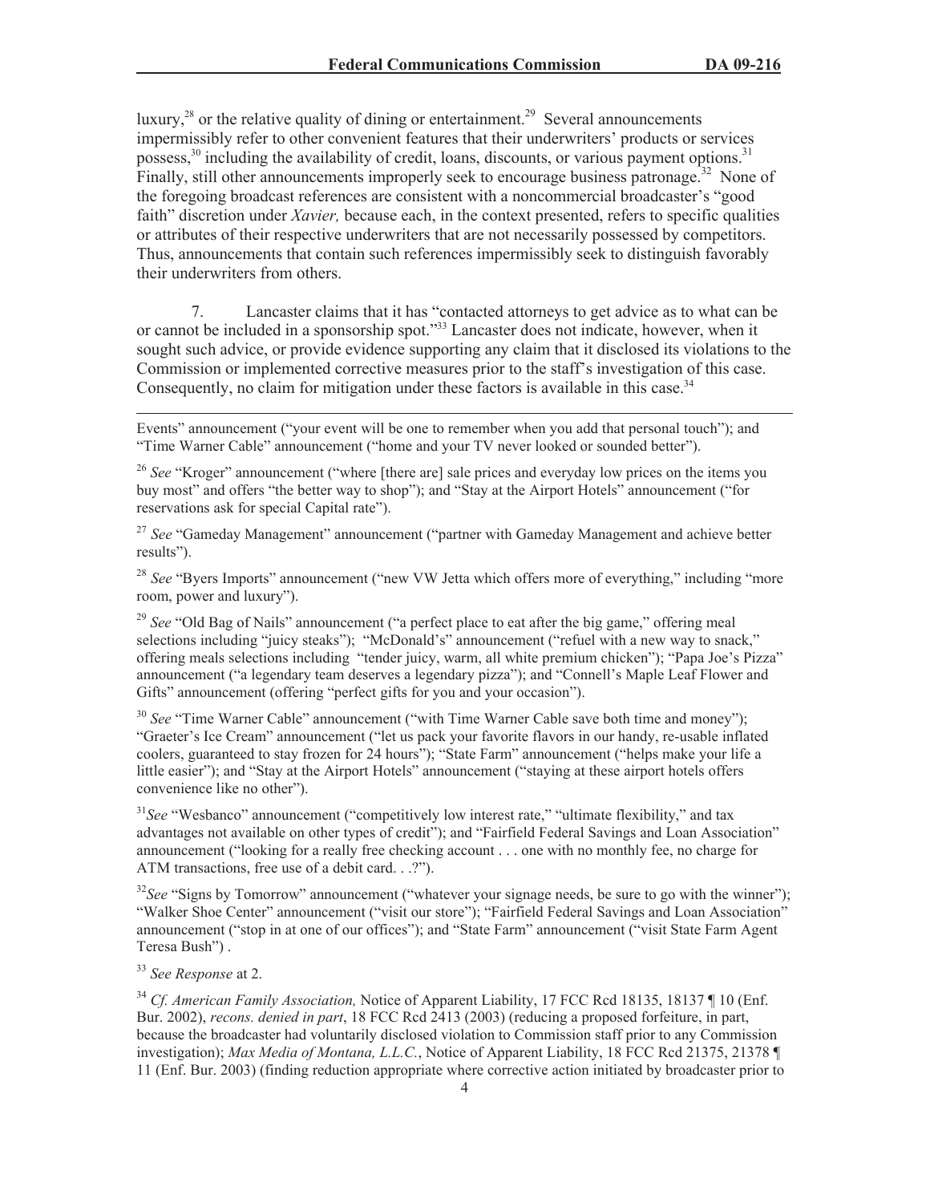luxury,[28] or the relative quality of dining or entertainment.[29] Several announcements impermissibly refer to other convenient features that their underwriters' products or services possess,[30] including the availability of credit, loans, discounts, or various payment options.[31] Finally, still other announcements improperly seek to encourage business patronage.[32] None of the foregoing broadcast references are consistent with a noncommercial broadcaster's "good faith" discretion under *Xavier,* because each, in the context presented, refers to specific qualities or attributes of their respective underwriters that are not necessarily possessed by competitors. Thus, announcements that contain such references impermissibly seek to distinguish favorably their underwriters from others.

7. Lancaster claims that it has "contacted attorneys to get advice as to what can be or cannot be included in a sponsorship spot."[33] Lancaster does not indicate, however, when it sought such advice, or provide evidence supporting any claim that it disclosed its violations to the Commission or implemented corrective measures prior to the staff's investigation of this case. Consequently, no claim for mitigation under these factors is available in this case.[34]

---

Events" announcement ("your event will be one to remember when you add that personal touch"); and "Time Warner Cable" announcement ("home and your TV never looked or sounded better").

[26] *See* "Kroger" announcement ("where [there are] sale prices and everyday low prices on the items you buy most" and offers "the better way to shop"); and "Stay at the Airport Hotels" announcement ("for reservations ask for special Capital rate").

[27] *See* "Gameday Management" announcement ("partner with Gameday Management and achieve better results").

[28] *See* "Byers Imports" announcement ("new VW Jetta which offers more of everything," including "more room, power and luxury").

[29] *See* "Old Bag of Nails" announcement ("a perfect place to eat after the big game," offering meal selections including "juicy steaks"); "McDonald's" announcement ("refuel with a new way to snack," offering meals selections including "tender juicy, warm, all white premium chicken"); "Papa Joe's Pizza" announcement ("a legendary team deserves a legendary pizza"); and "Connell's Maple Leaf Flower and Gifts" announcement (offering "perfect gifts for you and your occasion").

[30] *See* "Time Warner Cable" announcement ("with Time Warner Cable save both time and money"); "Graeter's Ice Cream" announcement ("let us pack your favorite flavors in our handy, re-usable inflated coolers, guaranteed to stay frozen for 24 hours"); "State Farm" announcement ("helps make your life a little easier"); and "Stay at the Airport Hotels" announcement ("staying at these airport hotels offers convenience like no other").

[31] *See* "Wesbanco" announcement ("competitively low interest rate," "ultimate flexibility," and tax advantages not available on other types of credit"); and "Fairfield Federal Savings and Loan Association" announcement ("looking for a really free checking account . . . one with no monthly fee, no charge for ATM transactions, free use of a debit card. . .?").

[32] *See* "Signs by Tomorrow" announcement ("whatever your signage needs, be sure to go with the winner"); "Walker Shoe Center" announcement ("visit our store"); "Fairfield Federal Savings and Loan Association" announcement ("stop in at one of our offices"); and "State Farm" announcement ("visit State Farm Agent Teresa Bush") .

[33] *See Response* at 2.

[34] *Cf. American Family Association,* Notice of Apparent Liability, 17 FCC Rcd 18135, 18137 ¶ 10 (Enf. Bur. 2002), *recons. denied in part*, 18 FCC Rcd 2413 (2003) (reducing a proposed forfeiture, in part, because the broadcaster had voluntarily disclosed violation to Commission staff prior to any Commission investigation); *Max Media of Montana, L.L.C.*, Notice of Apparent Liability, 18 FCC Rcd 21375, 21378 ¶ 11 (Enf. Bur. 2003) (finding reduction appropriate where corrective action initiated by broadcaster prior to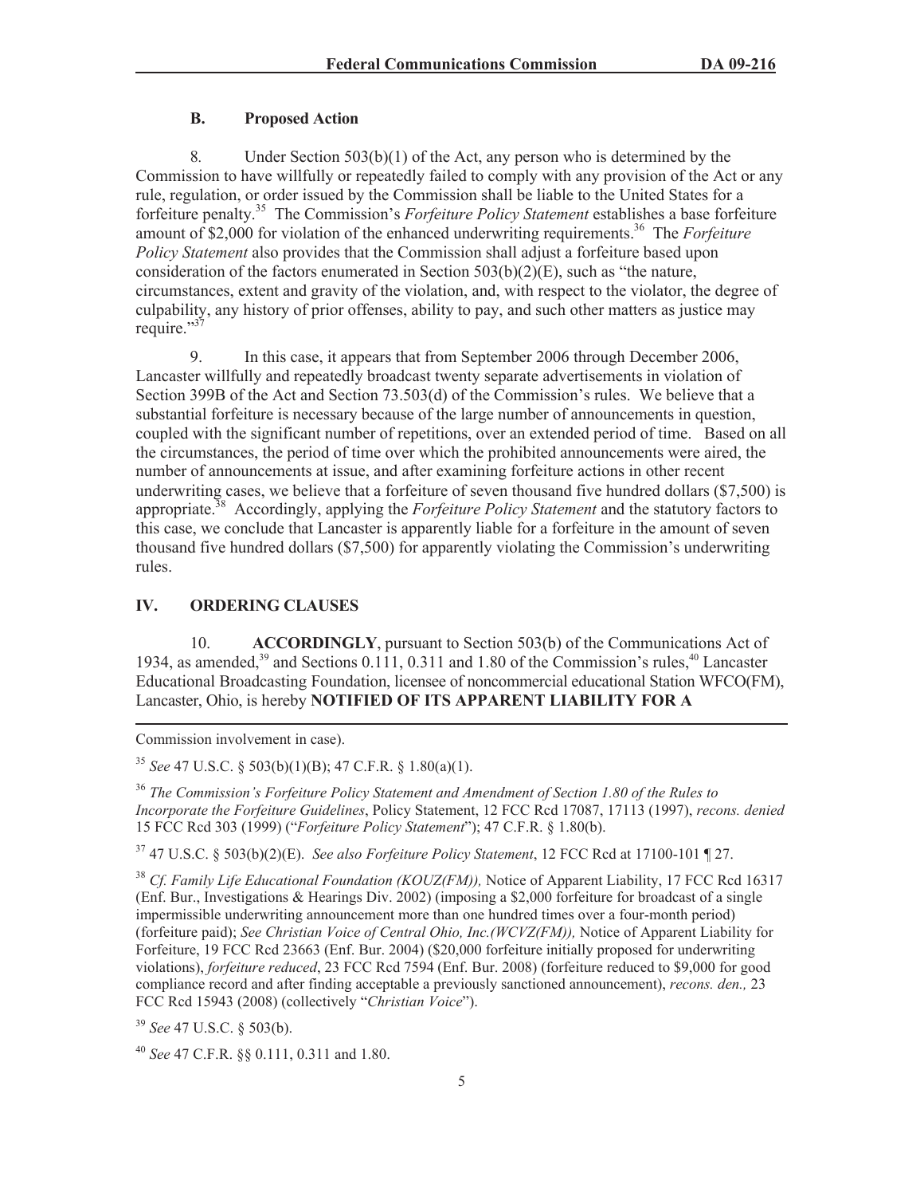### B. Proposed Action

8. Under Section 503(b)(1) of the Act, any person who is determined by the Commission to have willfully or repeatedly failed to comply with any provision of the Act or any rule, regulation, or order issued by the Commission shall be liable to the United States for a forfeiture penalty.[35] The Commission's *Forfeiture Policy Statement* establishes a base forfeiture amount of $2,000 for violation of the enhanced underwriting requirements.[36] The *Forfeiture Policy Statement* also provides that the Commission shall adjust a forfeiture based upon consideration of the factors enumerated in Section 503(b)(2)(E), such as "the nature, circumstances, extent and gravity of the violation, and, with respect to the violator, the degree of culpability, any history of prior offenses, ability to pay, and such other matters as justice may require."[37]

9. In this case, it appears that from September 2006 through December 2006, Lancaster willfully and repeatedly broadcast twenty separate advertisements in violation of Section 399B of the Act and Section 73.503(d) of the Commission's rules. We believe that a substantial forfeiture is necessary because of the large number of announcements in question, coupled with the significant number of repetitions, over an extended period of time. Based on all the circumstances, the period of time over which the prohibited announcements were aired, the number of announcements at issue, and after examining forfeiture actions in other recent underwriting cases, we believe that a forfeiture of seven thousand five hundred dollars ($7,500) is appropriate.[38] Accordingly, applying the *Forfeiture Policy Statement* and the statutory factors to this case, we conclude that Lancaster is apparently liable for a forfeiture in the amount of seven thousand five hundred dollars ($7,500) for apparently violating the Commission's underwriting rules.

## IV. ORDERING CLAUSES

10. **ACCORDINGLY**, pursuant to Section 503(b) of the Communications Act of 1934, as amended,[39] and Sections 0.111, 0.311 and 1.80 of the Commission's rules,[40] Lancaster Educational Broadcasting Foundation, licensee of noncommercial educational Station WFCO(FM), Lancaster, Ohio, is hereby **NOTIFIED OF ITS APPARENT LIABILITY FOR A**

---

Commission involvement in case).

[35] *See* 47 U.S.C. § 503(b)(1)(B); 47 C.F.R. § 1.80(a)(1).

[36] *The Commission's Forfeiture Policy Statement and Amendment of Section 1.80 of the Rules to Incorporate the Forfeiture Guidelines*, Policy Statement, 12 FCC Rcd 17087, 17113 (1997), *recons. denied* 15 FCC Rcd 303 (1999) ("*Forfeiture Policy Statement*"); 47 C.F.R. § 1.80(b).

[37] 47 U.S.C. § 503(b)(2)(E). *See also Forfeiture Policy Statement*, 12 FCC Rcd at 17100-101 ¶ 27.

[38] *Cf. Family Life Educational Foundation (KOUZ(FM)),* Notice of Apparent Liability, 17 FCC Rcd 16317 (Enf. Bur., Investigations & Hearings Div. 2002) (imposing a $2,000 forfeiture for broadcast of a single impermissible underwriting announcement more than one hundred times over a four-month period) (forfeiture paid); *See Christian Voice of Central Ohio, Inc.(WCVZ(FM)),* Notice of Apparent Liability for Forfeiture, 19 FCC Rcd 23663 (Enf. Bur. 2004) ($20,000 forfeiture initially proposed for underwriting violations), *forfeiture reduced*, 23 FCC Rcd 7594 (Enf. Bur. 2008) (forfeiture reduced to $9,000 for good compliance record and after finding acceptable a previously sanctioned announcement), *recons. den.,* 23 FCC Rcd 15943 (2008) (collectively "*Christian Voice*").

[39] *See* 47 U.S.C. § 503(b).

[40] *See* 47 C.F.R. §§ 0.111, 0.311 and 1.80.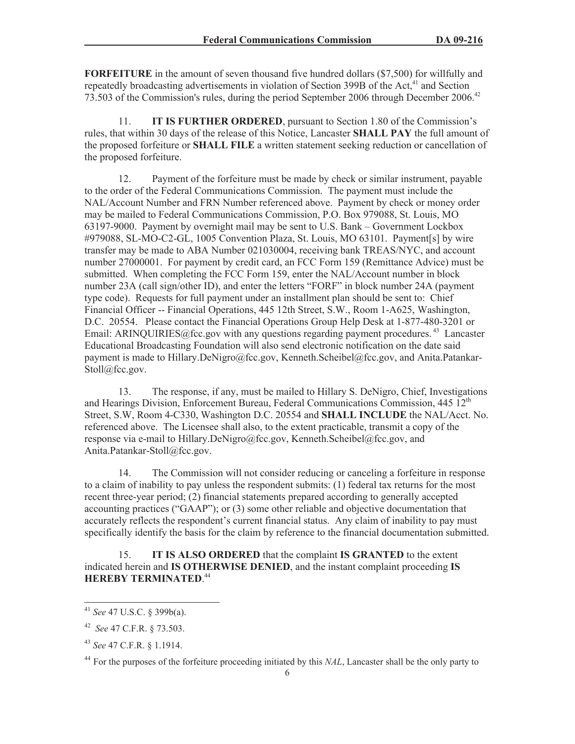**FORFEITURE** in the amount of seven thousand five hundred dollars ($7,500) for willfully and repeatedly broadcasting advertisements in violation of Section 399B of the Act,[41] and Section 73.503 of the Commission's rules, during the period September 2006 through December 2006.[42]

11. **IT IS FURTHER ORDERED**, pursuant to Section 1.80 of the Commission's rules, that within 30 days of the release of this Notice, Lancaster **SHALL PAY** the full amount of the proposed forfeiture or **SHALL FILE** a written statement seeking reduction or cancellation of the proposed forfeiture.

12. Payment of the forfeiture must be made by check or similar instrument, payable to the order of the Federal Communications Commission. The payment must include the NAL/Account Number and FRN Number referenced above. Payment by check or money order may be mailed to Federal Communications Commission, P.O. Box 979088, St. Louis, MO 63197-9000. Payment by overnight mail may be sent to U.S. Bank – Government Lockbox #979088, SL-MO-C2-GL, 1005 Convention Plaza, St. Louis, MO 63101. Payment[s] by wire transfer may be made to ABA Number 021030004, receiving bank TREAS/NYC, and account number 27000001. For payment by credit card, an FCC Form 159 (Remittance Advice) must be submitted. When completing the FCC Form 159, enter the NAL/Account number in block number 23A (call sign/other ID), and enter the letters "FORF" in block number 24A (payment type code). Requests for full payment under an installment plan should be sent to: Chief Financial Officer -- Financial Operations, 445 12th Street, S.W., Room 1-A625, Washington, D.C. 20554. Please contact the Financial Operations Group Help Desk at 1-877-480-3201 or Email: ARINQUIRIES@fcc.gov with any questions regarding payment procedures.[43] Lancaster Educational Broadcasting Foundation will also send electronic notification on the date said payment is made to Hillary.DeNigro@fcc.gov, Kenneth.Scheibel@fcc.gov, and Anita.Patankar-Stoll@fcc.gov.

13. The response, if any, must be mailed to Hillary S. DeNigro, Chief, Investigations and Hearings Division, Enforcement Bureau, Federal Communications Commission, 445 12th Street, S.W, Room 4-C330, Washington D.C. 20554 and **SHALL INCLUDE** the NAL/Acct. No. referenced above. The Licensee shall also, to the extent practicable, transmit a copy of the response via e-mail to Hillary.DeNigro@fcc.gov, Kenneth.Scheibel@fcc.gov, and Anita.Patankar-Stoll@fcc.gov.

14. The Commission will not consider reducing or canceling a forfeiture in response to a claim of inability to pay unless the respondent submits: (1) federal tax returns for the most recent three-year period; (2) financial statements prepared according to generally accepted accounting practices ("GAAP"); or (3) some other reliable and objective documentation that accurately reflects the respondent's current financial status. Any claim of inability to pay must specifically identify the basis for the claim by reference to the financial documentation submitted.

15. **IT IS ALSO ORDERED** that the complaint **IS GRANTED** to the extent indicated herein and **IS OTHERWISE DENIED**, and the instant complaint proceeding **IS HEREBY TERMINATED**.[44]

---

[41] *See* 47 U.S.C. § 399b(a).

[42] *See* 47 C.F.R. § 73.503.

[43] *See* 47 C.F.R. § 1.1914.

[44] For the purposes of the forfeiture proceeding initiated by this *NAL*, Lancaster shall be the only party to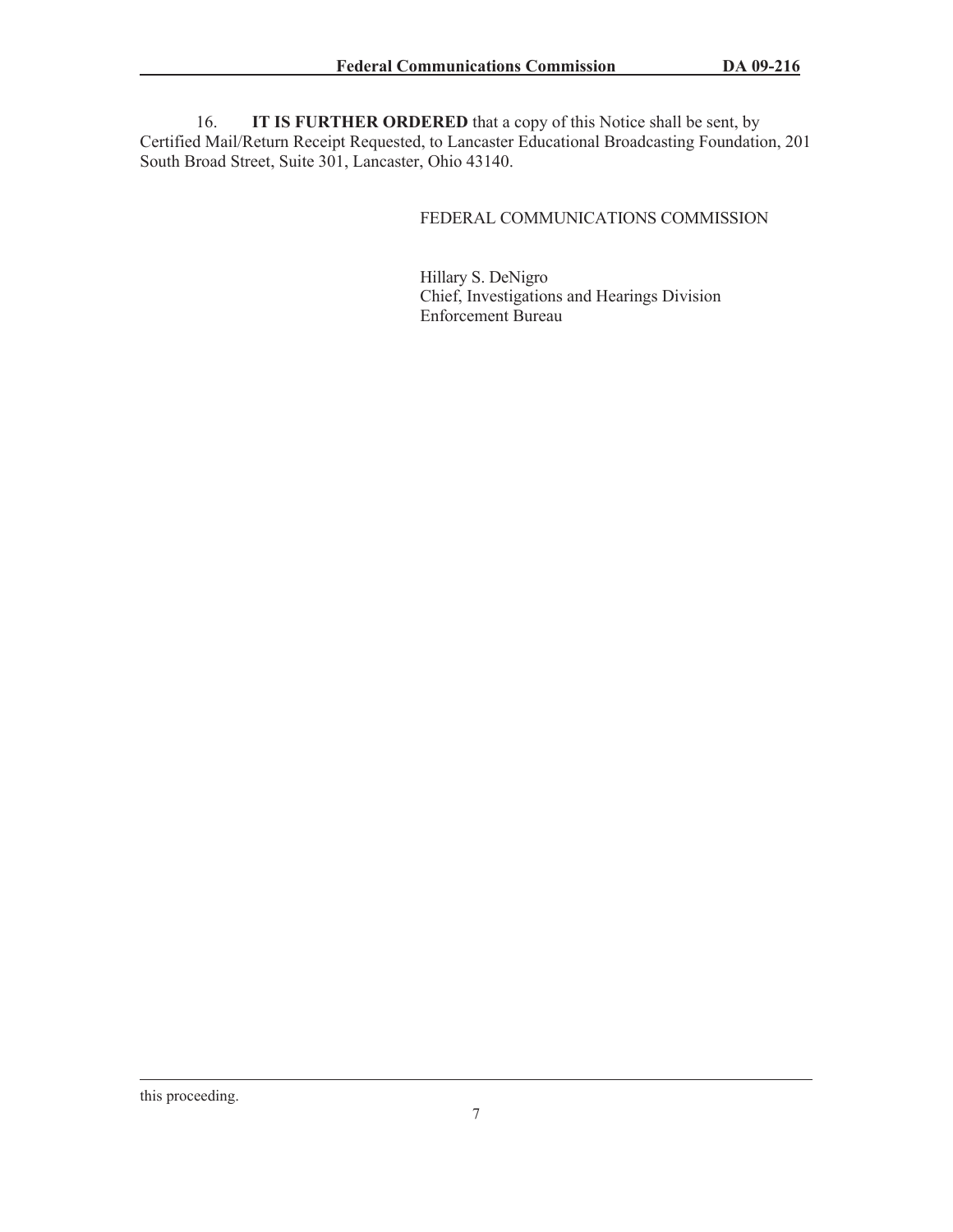16. **IT IS FURTHER ORDERED** that a copy of this Notice shall be sent, by Certified Mail/Return Receipt Requested, to Lancaster Educational Broadcasting Foundation, 201 South Broad Street, Suite 301, Lancaster, Ohio 43140.

FEDERAL COMMUNICATIONS COMMISSION

Hillary S. DeNigro
Chief, Investigations and Hearings Division
Enforcement Bureau

---

this proceeding.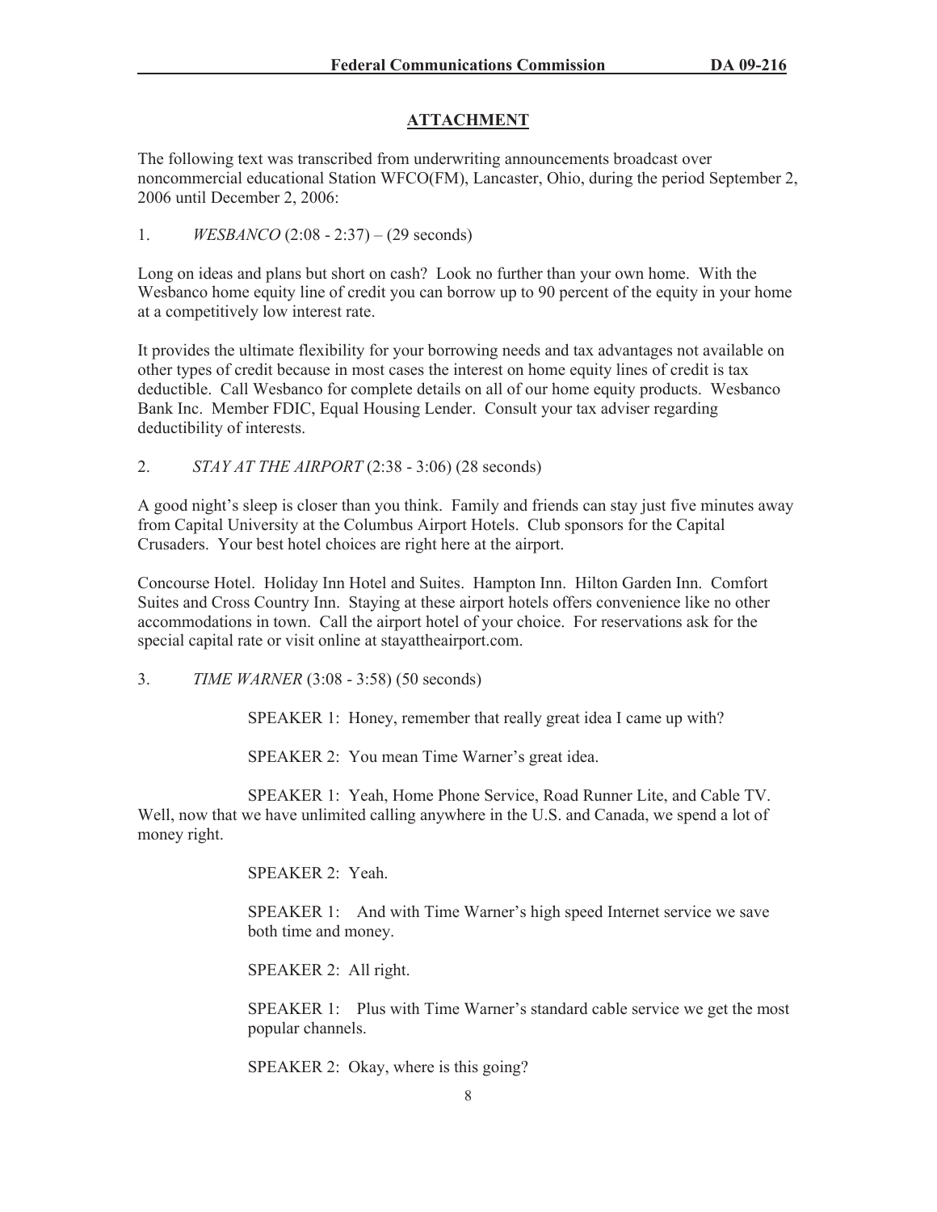## ATTACHMENT

The following text was transcribed from underwriting announcements broadcast over noncommercial educational Station WFCO(FM), Lancaster, Ohio, during the period September 2, 2006 until December 2, 2006:

1. *WESBANCO* (2:08 - 2:37) – (29 seconds)

Long on ideas and plans but short on cash? Look no further than your own home. With the Wesbanco home equity line of credit you can borrow up to 90 percent of the equity in your home at a competitively low interest rate.

It provides the ultimate flexibility for your borrowing needs and tax advantages not available on other types of credit because in most cases the interest on home equity lines of credit is tax deductible. Call Wesbanco for complete details on all of our home equity products. Wesbanco Bank Inc. Member FDIC, Equal Housing Lender. Consult your tax adviser regarding deductibility of interests.

2. *STAY AT THE AIRPORT* (2:38 - 3:06) (28 seconds)

A good night's sleep is closer than you think. Family and friends can stay just five minutes away from Capital University at the Columbus Airport Hotels. Club sponsors for the Capital Crusaders. Your best hotel choices are right here at the airport.

Concourse Hotel. Holiday Inn Hotel and Suites. Hampton Inn. Hilton Garden Inn. Comfort Suites and Cross Country Inn. Staying at these airport hotels offers convenience like no other accommodations in town. Call the airport hotel of your choice. For reservations ask for the special capital rate or visit online at stayattheairport.com.

3. *TIME WARNER* (3:08 - 3:58) (50 seconds)

SPEAKER 1: Honey, remember that really great idea I came up with?

SPEAKER 2: You mean Time Warner's great idea.

SPEAKER 1: Yeah, Home Phone Service, Road Runner Lite, and Cable TV. Well, now that we have unlimited calling anywhere in the U.S. and Canada, we spend a lot of money right.

SPEAKER 2: Yeah.

SPEAKER 1: And with Time Warner's high speed Internet service we save both time and money.

SPEAKER 2: All right.

SPEAKER 1: Plus with Time Warner's standard cable service we get the most popular channels.

SPEAKER 2: Okay, where is this going?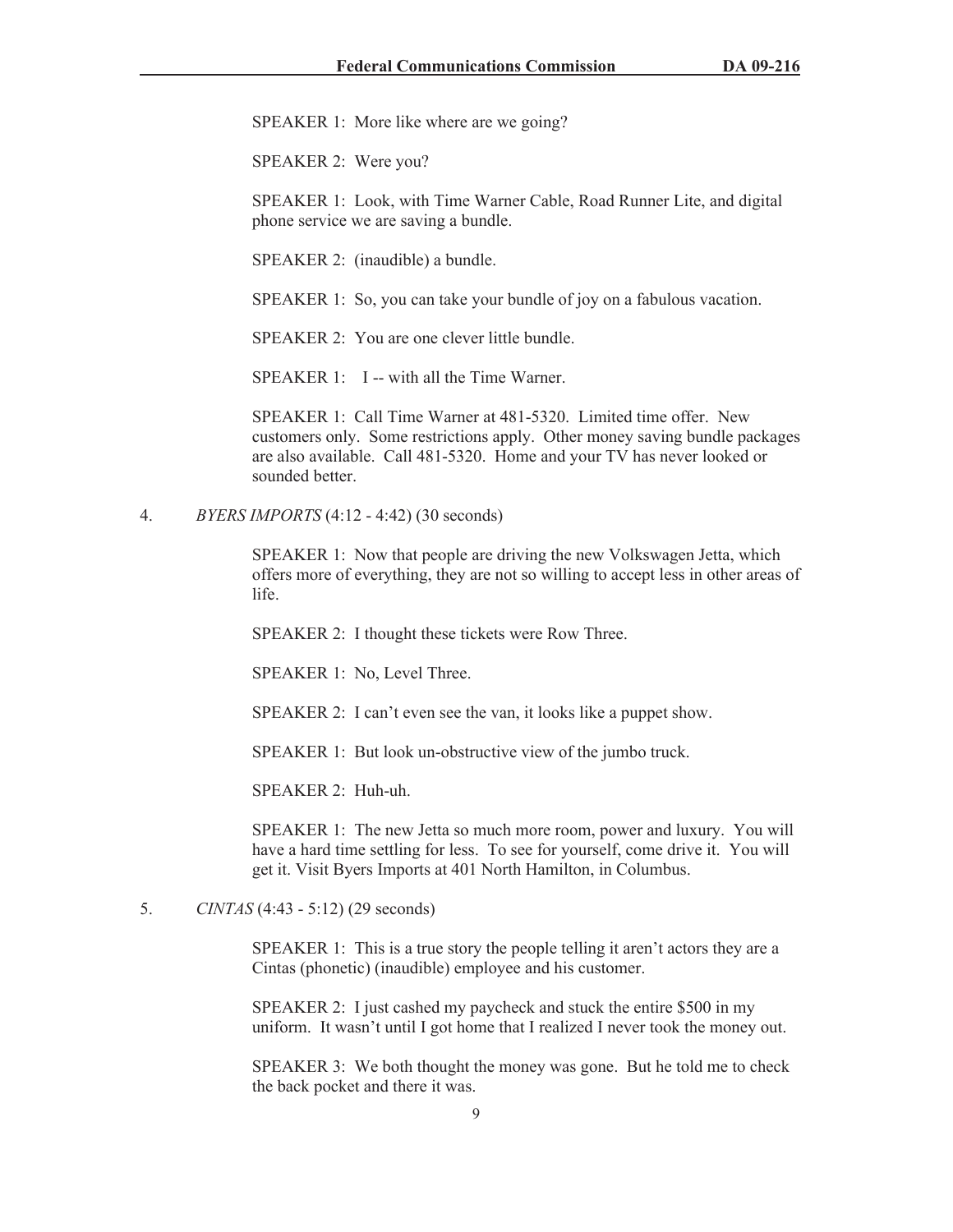SPEAKER 1: More like where are we going?

SPEAKER 2: Were you?

SPEAKER 1: Look, with Time Warner Cable, Road Runner Lite, and digital phone service we are saving a bundle.

SPEAKER 2: (inaudible) a bundle.

SPEAKER 1: So, you can take your bundle of joy on a fabulous vacation.

SPEAKER 2: You are one clever little bundle.

SPEAKER 1: I -- with all the Time Warner.

SPEAKER 1: Call Time Warner at 481-5320. Limited time offer. New customers only. Some restrictions apply. Other money saving bundle packages are also available. Call 481-5320. Home and your TV has never looked or sounded better.

4. *BYERS IMPORTS* (4:12 - 4:42) (30 seconds)

SPEAKER 1: Now that people are driving the new Volkswagen Jetta, which offers more of everything, they are not so willing to accept less in other areas of life.

SPEAKER 2: I thought these tickets were Row Three.

SPEAKER 1: No, Level Three.

SPEAKER 2: I can't even see the van, it looks like a puppet show.

SPEAKER 1: But look un-obstructive view of the jumbo truck.

SPEAKER 2: Huh-uh.

SPEAKER 1: The new Jetta so much more room, power and luxury. You will have a hard time settling for less. To see for yourself, come drive it. You will get it. Visit Byers Imports at 401 North Hamilton, in Columbus.

5. *CINTAS* (4:43 - 5:12) (29 seconds)

SPEAKER 1: This is a true story the people telling it aren't actors they are a Cintas (phonetic) (inaudible) employee and his customer.

SPEAKER 2: I just cashed my paycheck and stuck the entire $500 in my uniform. It wasn't until I got home that I realized I never took the money out.

SPEAKER 3: We both thought the money was gone. But he told me to check the back pocket and there it was.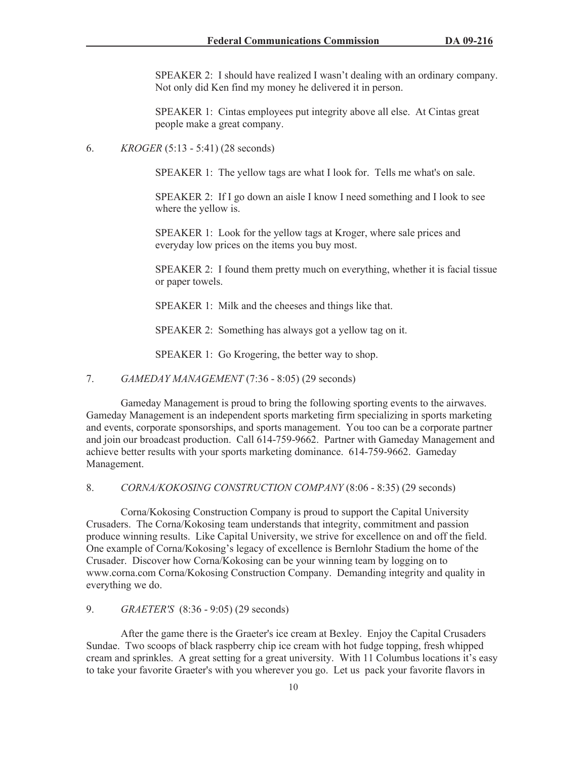SPEAKER 2: I should have realized I wasn't dealing with an ordinary company. Not only did Ken find my money he delivered it in person.

SPEAKER 1: Cintas employees put integrity above all else. At Cintas great people make a great company.

6. *KROGER* (5:13 - 5:41) (28 seconds)

SPEAKER 1: The yellow tags are what I look for. Tells me what's on sale.

SPEAKER 2: If I go down an aisle I know I need something and I look to see where the yellow is.

SPEAKER 1: Look for the yellow tags at Kroger, where sale prices and everyday low prices on the items you buy most.

SPEAKER 2: I found them pretty much on everything, whether it is facial tissue or paper towels.

SPEAKER 1: Milk and the cheeses and things like that.

SPEAKER 2: Something has always got a yellow tag on it.

SPEAKER 1: Go Krogering, the better way to shop.

7. *GAMEDAY MANAGEMENT* (7:36 - 8:05) (29 seconds)

Gameday Management is proud to bring the following sporting events to the airwaves. Gameday Management is an independent sports marketing firm specializing in sports marketing and events, corporate sponsorships, and sports management. You too can be a corporate partner and join our broadcast production. Call 614-759-9662. Partner with Gameday Management and achieve better results with your sports marketing dominance. 614-759-9662. Gameday Management.

8. *CORNA/KOKOSING CONSTRUCTION COMPANY* (8:06 - 8:35) (29 seconds)

Corna/Kokosing Construction Company is proud to support the Capital University Crusaders. The Corna/Kokosing team understands that integrity, commitment and passion produce winning results. Like Capital University, we strive for excellence on and off the field. One example of Corna/Kokosing's legacy of excellence is Bernlohr Stadium the home of the Crusader. Discover how Corna/Kokosing can be your winning team by logging on to www.corna.com Corna/Kokosing Construction Company. Demanding integrity and quality in everything we do.

9. *GRAETER'S* (8:36 - 9:05) (29 seconds)

After the game there is the Graeter's ice cream at Bexley. Enjoy the Capital Crusaders Sundae. Two scoops of black raspberry chip ice cream with hot fudge topping, fresh whipped cream and sprinkles. A great setting for a great university. With 11 Columbus locations it's easy to take your favorite Graeter's with you wherever you go. Let us pack your favorite flavors in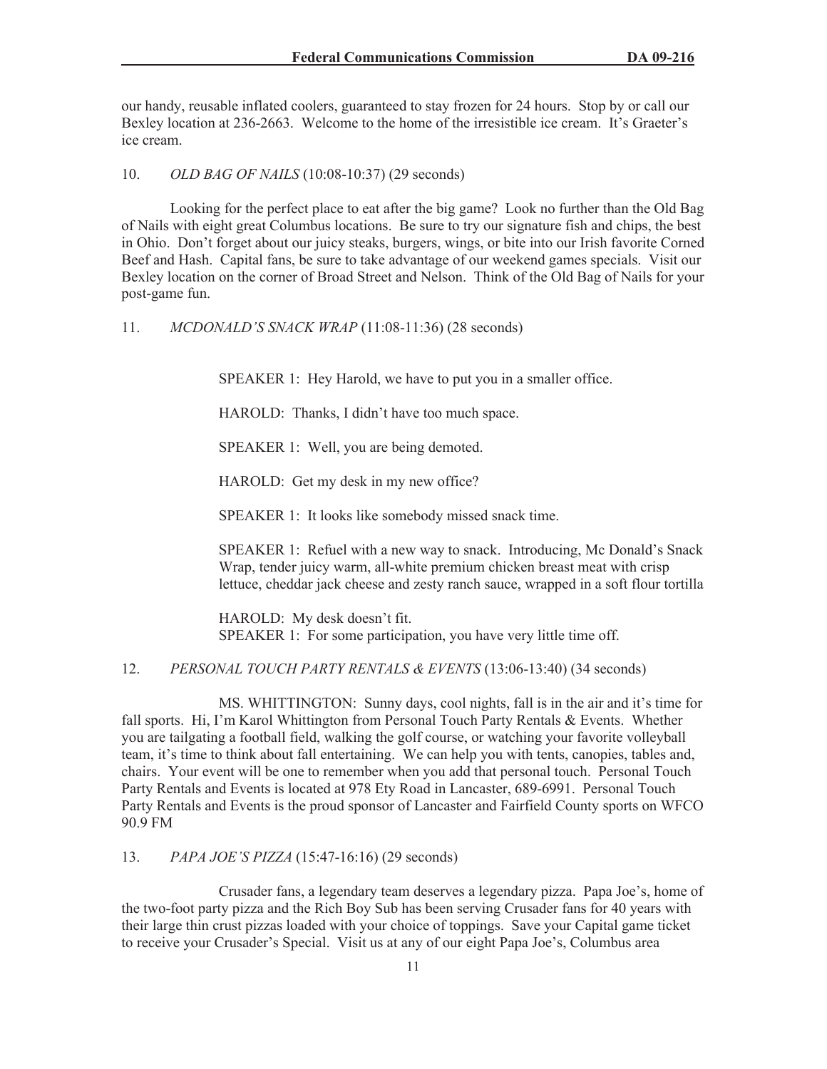our handy, reusable inflated coolers, guaranteed to stay frozen for 24 hours. Stop by or call our Bexley location at 236-2663. Welcome to the home of the irresistible ice cream. It's Graeter's ice cream.

10. *OLD BAG OF NAILS* (10:08-10:37) (29 seconds)

Looking for the perfect place to eat after the big game? Look no further than the Old Bag of Nails with eight great Columbus locations. Be sure to try our signature fish and chips, the best in Ohio. Don't forget about our juicy steaks, burgers, wings, or bite into our Irish favorite Corned Beef and Hash. Capital fans, be sure to take advantage of our weekend games specials. Visit our Bexley location on the corner of Broad Street and Nelson. Think of the Old Bag of Nails for your post-game fun.

11. *MCDONALD'S SNACK WRAP* (11:08-11:36) (28 seconds)

> SPEAKER 1: Hey Harold, we have to put you in a smaller office.
>
> HAROLD: Thanks, I didn't have too much space.
>
> SPEAKER 1: Well, you are being demoted.
>
> HAROLD: Get my desk in my new office?
>
> SPEAKER 1: It looks like somebody missed snack time.
>
> SPEAKER 1: Refuel with a new way to snack. Introducing, Mc Donald's Snack Wrap, tender juicy warm, all-white premium chicken breast meat with crisp lettuce, cheddar jack cheese and zesty ranch sauce, wrapped in a soft flour tortilla
>
> HAROLD: My desk doesn't fit.
> SPEAKER 1: For some participation, you have very little time off.

12. *PERSONAL TOUCH PARTY RENTALS & EVENTS* (13:06-13:40) (34 seconds)

MS. WHITTINGTON: Sunny days, cool nights, fall is in the air and it's time for fall sports. Hi, I'm Karol Whittington from Personal Touch Party Rentals & Events. Whether you are tailgating a football field, walking the golf course, or watching your favorite volleyball team, it's time to think about fall entertaining. We can help you with tents, canopies, tables and, chairs. Your event will be one to remember when you add that personal touch. Personal Touch Party Rentals and Events is located at 978 Ety Road in Lancaster, 689-6991. Personal Touch Party Rentals and Events is the proud sponsor of Lancaster and Fairfield County sports on WFCO 90.9 FM

13. *PAPA JOE'S PIZZA* (15:47-16:16) (29 seconds)

Crusader fans, a legendary team deserves a legendary pizza. Papa Joe's, home of the two-foot party pizza and the Rich Boy Sub has been serving Crusader fans for 40 years with their large thin crust pizzas loaded with your choice of toppings. Save your Capital game ticket to receive your Crusader's Special. Visit us at any of our eight Papa Joe's, Columbus area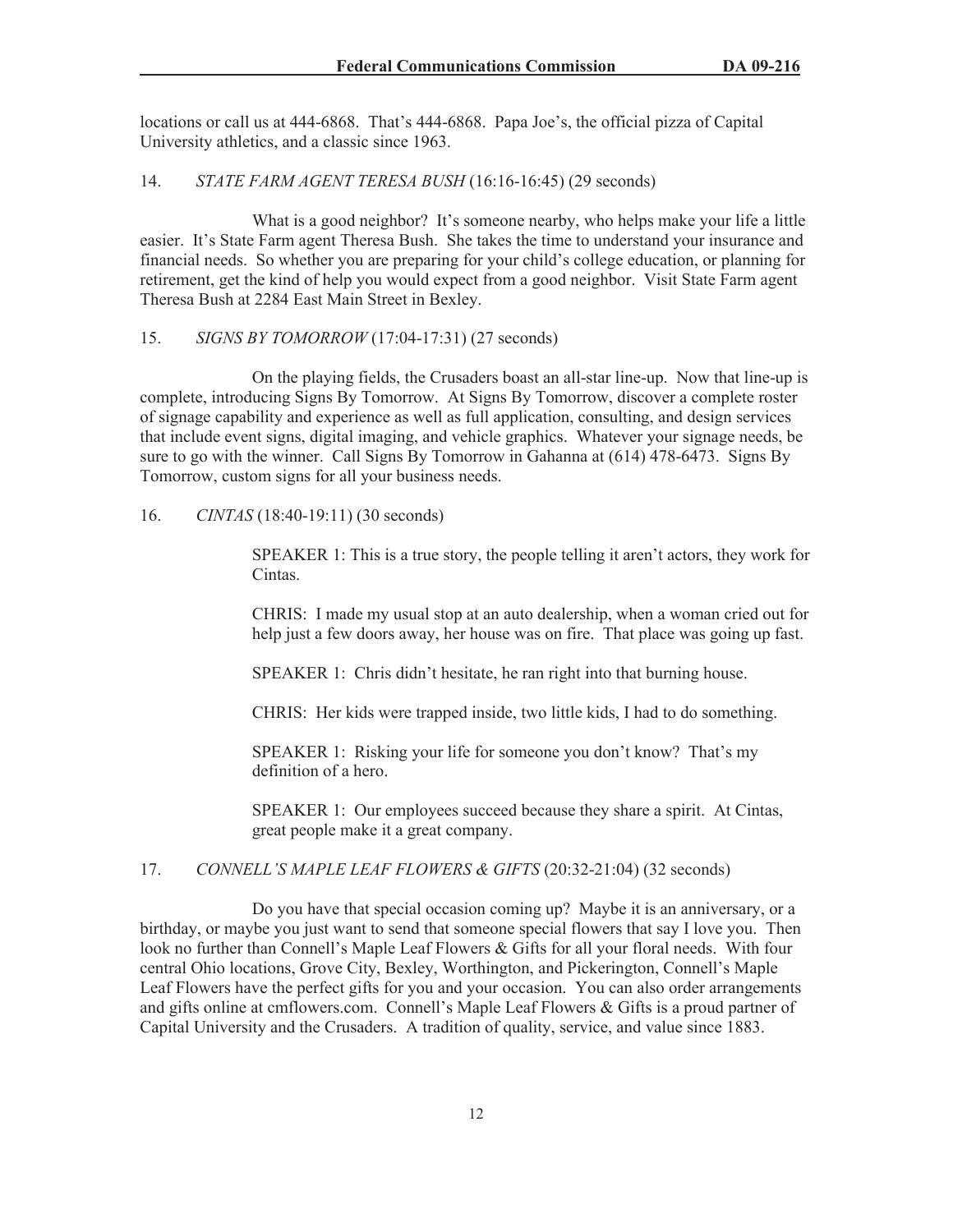locations or call us at 444-6868. That's 444-6868. Papa Joe's, the official pizza of Capital University athletics, and a classic since 1963.

14. *STATE FARM AGENT TERESA BUSH* (16:16-16:45) (29 seconds)

What is a good neighbor? It's someone nearby, who helps make your life a little easier. It's State Farm agent Theresa Bush. She takes the time to understand your insurance and financial needs. So whether you are preparing for your child's college education, or planning for retirement, get the kind of help you would expect from a good neighbor. Visit State Farm agent Theresa Bush at 2284 East Main Street in Bexley.

15. *SIGNS BY TOMORROW* (17:04-17:31) (27 seconds)

On the playing fields, the Crusaders boast an all-star line-up. Now that line-up is complete, introducing Signs By Tomorrow. At Signs By Tomorrow, discover a complete roster of signage capability and experience as well as full application, consulting, and design services that include event signs, digital imaging, and vehicle graphics. Whatever your signage needs, be sure to go with the winner. Call Signs By Tomorrow in Gahanna at (614) 478-6473. Signs By Tomorrow, custom signs for all your business needs.

16. *CINTAS* (18:40-19:11) (30 seconds)

> SPEAKER 1: This is a true story, the people telling it aren't actors, they work for Cintas.
>
> CHRIS: I made my usual stop at an auto dealership, when a woman cried out for help just a few doors away, her house was on fire. That place was going up fast.
>
> SPEAKER 1: Chris didn't hesitate, he ran right into that burning house.
>
> CHRIS: Her kids were trapped inside, two little kids, I had to do something.
>
> SPEAKER 1: Risking your life for someone you don't know? That's my definition of a hero.
>
> SPEAKER 1: Our employees succeed because they share a spirit. At Cintas, great people make it a great company.

17. *CONNELL'S MAPLE LEAF FLOWERS & GIFTS* (20:32-21:04) (32 seconds)

Do you have that special occasion coming up? Maybe it is an anniversary, or a birthday, or maybe you just want to send that someone special flowers that say I love you. Then look no further than Connell's Maple Leaf Flowers & Gifts for all your floral needs. With four central Ohio locations, Grove City, Bexley, Worthington, and Pickerington, Connell's Maple Leaf Flowers have the perfect gifts for you and your occasion. You can also order arrangements and gifts online at cmflowers.com. Connell's Maple Leaf Flowers & Gifts is a proud partner of Capital University and the Crusaders. A tradition of quality, service, and value since 1883.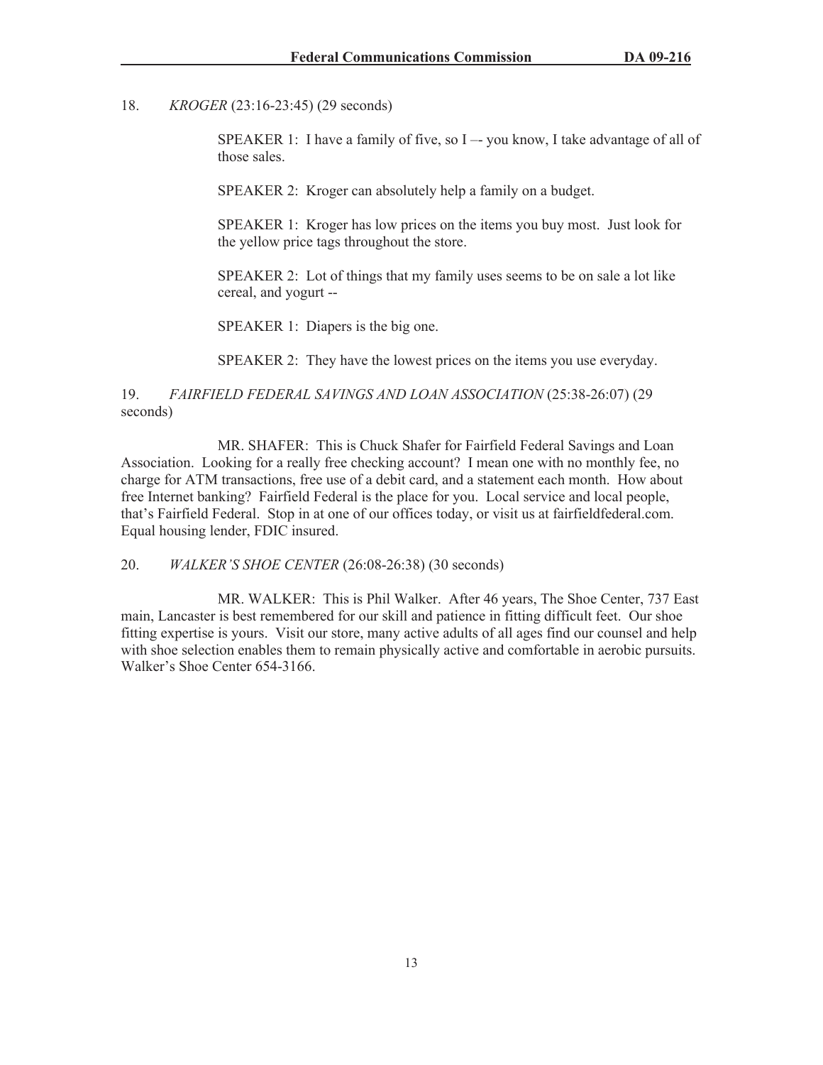18. *KROGER* (23:16-23:45) (29 seconds)

> SPEAKER 1: I have a family of five, so I –- you know, I take advantage of all of those sales.
>
> SPEAKER 2: Kroger can absolutely help a family on a budget.
>
> SPEAKER 1: Kroger has low prices on the items you buy most. Just look for the yellow price tags throughout the store.
>
> SPEAKER 2: Lot of things that my family uses seems to be on sale a lot like cereal, and yogurt --
>
> SPEAKER 1: Diapers is the big one.
>
> SPEAKER 2: They have the lowest prices on the items you use everyday.

19. *FAIRFIELD FEDERAL SAVINGS AND LOAN ASSOCIATION* (25:38-26:07) (29 seconds)

MR. SHAFER: This is Chuck Shafer for Fairfield Federal Savings and Loan Association. Looking for a really free checking account? I mean one with no monthly fee, no charge for ATM transactions, free use of a debit card, and a statement each month. How about free Internet banking? Fairfield Federal is the place for you. Local service and local people, that's Fairfield Federal. Stop in at one of our offices today, or visit us at fairfieldfederal.com. Equal housing lender, FDIC insured.

20. *WALKER'S SHOE CENTER* (26:08-26:38) (30 seconds)

MR. WALKER: This is Phil Walker. After 46 years, The Shoe Center, 737 East main, Lancaster is best remembered for our skill and patience in fitting difficult feet. Our shoe fitting expertise is yours. Visit our store, many active adults of all ages find our counsel and help with shoe selection enables them to remain physically active and comfortable in aerobic pursuits. Walker's Shoe Center 654-3166.